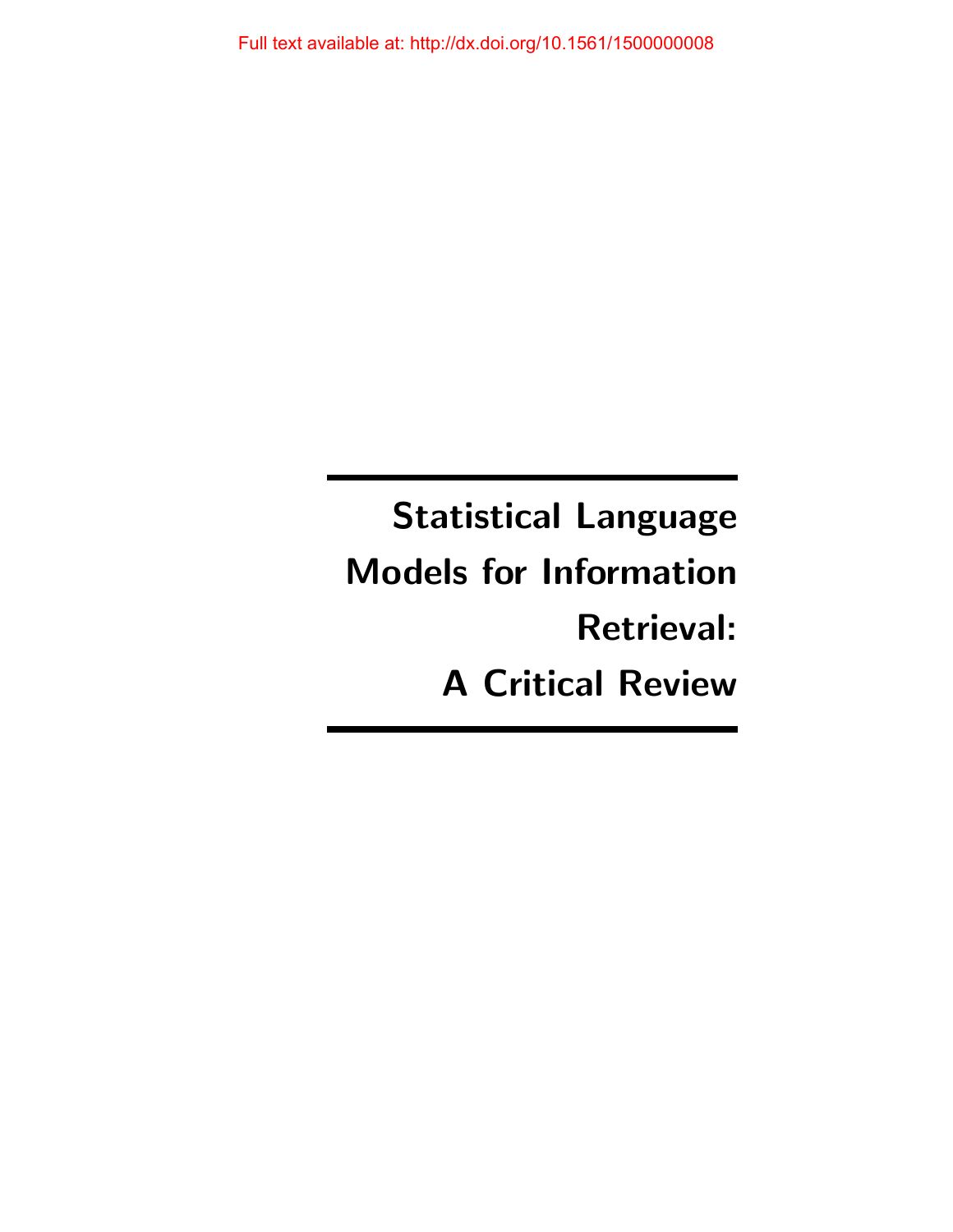Full text available at: http://dx.doi.org/10.1561/1500000008

# Statistical Language Models for Information Retrieval: A Critical Review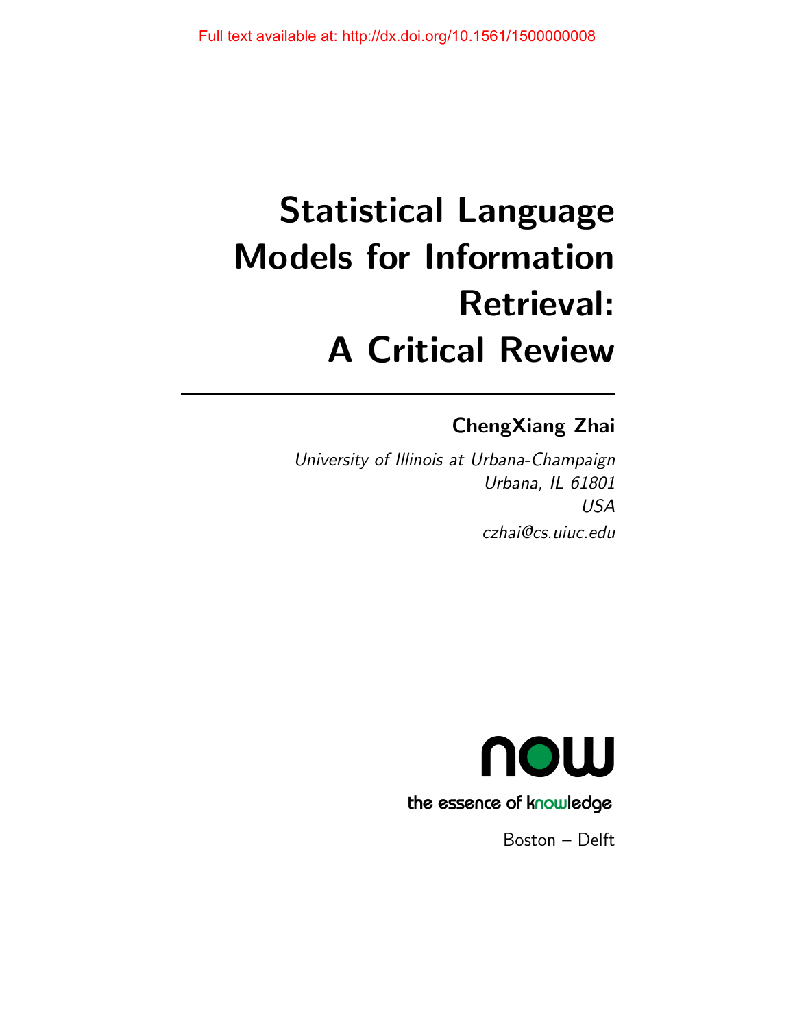Full text available at: http://dx.doi.org/10.1561/1500000008

# Statistical Language Models for Information Retrieval: A Critical Review

**ChengXiang Zhai**

*University of Illinois at Urbana-Champaign*
*Urbana, IL 61801*
*USA*
*czhai@cs.uiuc.edu*

now

the essence of knowledge

Boston – Delft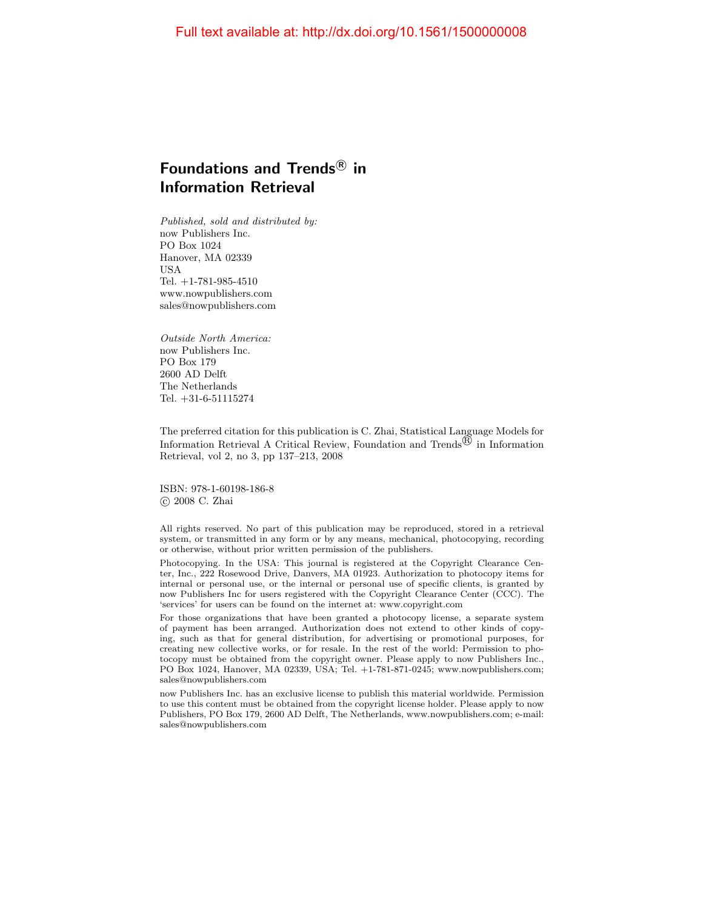Full text available at: http://dx.doi.org/10.1561/1500000008

# Foundations and Trends® in Information Retrieval

*Published, sold and distributed by:*
now Publishers Inc.
PO Box 1024
Hanover, MA 02339
USA
Tel. +1-781-985-4510
www.nowpublishers.com
sales@nowpublishers.com

*Outside North America:*
now Publishers Inc.
PO Box 179
2600 AD Delft
The Netherlands
Tel. +31-6-51115274

The preferred citation for this publication is C. Zhai, Statistical Language Models for Information Retrieval A Critical Review, Foundation and Trends® in Information Retrieval, vol 2, no 3, pp 137–213, 2008

ISBN: 978-1-60198-186-8
© 2008 C. Zhai

All rights reserved. No part of this publication may be reproduced, stored in a retrieval system, or transmitted in any form or by any means, mechanical, photocopying, recording or otherwise, without prior written permission of the publishers.

Photocopying. In the USA: This journal is registered at the Copyright Clearance Center, Inc., 222 Rosewood Drive, Danvers, MA 01923. Authorization to photocopy items for internal or personal use, or the internal or personal use of specific clients, is granted by now Publishers Inc for users registered with the Copyright Clearance Center (CCC). The 'services' for users can be found on the internet at: www.copyright.com

For those organizations that have been granted a photocopy license, a separate system of payment has been arranged. Authorization does not extend to other kinds of copying, such as that for general distribution, for advertising or promotional purposes, for creating new collective works, or for resale. In the rest of the world: Permission to photocopy must be obtained from the copyright owner. Please apply to now Publishers Inc., PO Box 1024, Hanover, MA 02339, USA; Tel. +1-781-871-0245; www.nowpublishers.com; sales@nowpublishers.com

now Publishers Inc. has an exclusive license to publish this material worldwide. Permission to use this content must be obtained from the copyright license holder. Please apply to now Publishers, PO Box 179, 2600 AD Delft, The Netherlands, www.nowpublishers.com; e-mail: sales@nowpublishers.com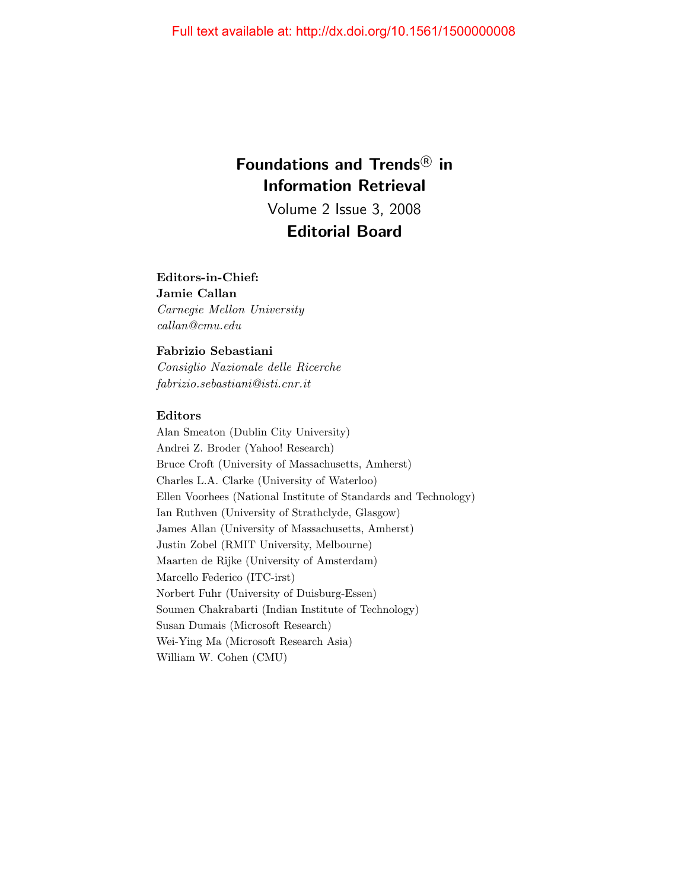Full text available at: http://dx.doi.org/10.1561/1500000008

# Foundations and Trends® in Information Retrieval

Volume 2 Issue 3, 2008

## Editorial Board

**Editors-in-Chief:**

**Jamie Callan**
*Carnegie Mellon University*
*callan@cmu.edu*

**Fabrizio Sebastiani**
*Consiglio Nazionale delle Ricerche*
*fabrizio.sebastiani@isti.cnr.it*

**Editors**

Alan Smeaton (Dublin City University)
Andrei Z. Broder (Yahoo! Research)
Bruce Croft (University of Massachusetts, Amherst)
Charles L.A. Clarke (University of Waterloo)
Ellen Voorhees (National Institute of Standards and Technology)
Ian Ruthven (University of Strathclyde, Glasgow)
James Allan (University of Massachusetts, Amherst)
Justin Zobel (RMIT University, Melbourne)
Maarten de Rijke (University of Amsterdam)
Marcello Federico (ITC-irst)
Norbert Fuhr (University of Duisburg-Essen)
Soumen Chakrabarti (Indian Institute of Technology)
Susan Dumais (Microsoft Research)
Wei-Ying Ma (Microsoft Research Asia)
William W. Cohen (CMU)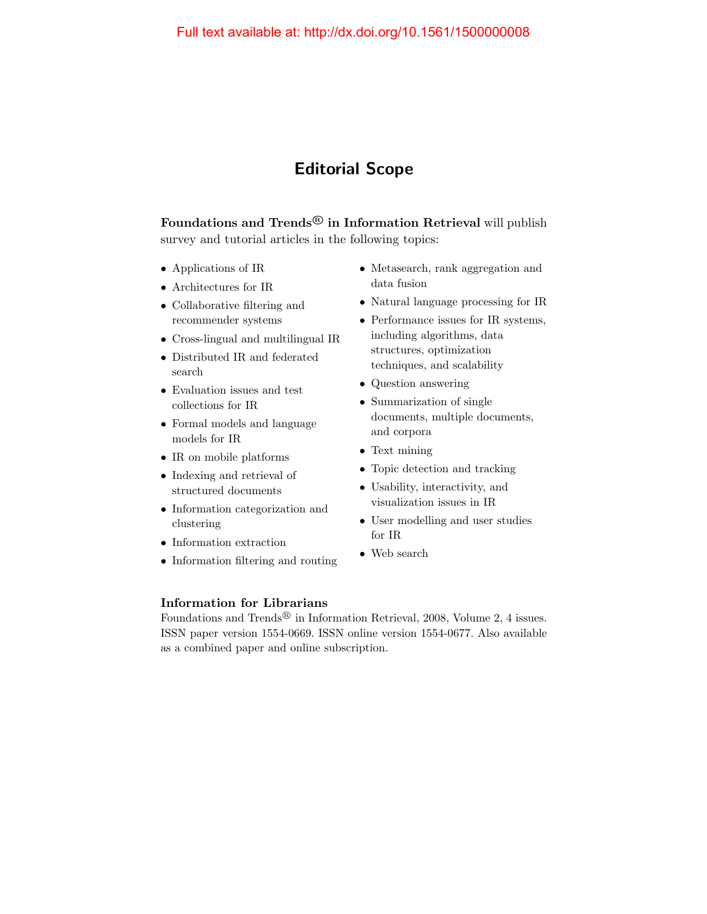Full text available at: http://dx.doi.org/10.1561/1500000008

# Editorial Scope

**Foundations and Trends® in Information Retrieval** will publish survey and tutorial articles in the following topics:

- Applications of IR
- Architectures for IR
- Collaborative filtering and recommender systems
- Cross-lingual and multilingual IR
- Distributed IR and federated search
- Evaluation issues and test collections for IR
- Formal models and language models for IR
- IR on mobile platforms
- Indexing and retrieval of structured documents
- Information categorization and clustering
- Information extraction
- Information filtering and routing
- Metasearch, rank aggregation and data fusion
- Natural language processing for IR
- Performance issues for IR systems, including algorithms, data structures, optimization techniques, and scalability
- Question answering
- Summarization of single documents, multiple documents, and corpora
- Text mining
- Topic detection and tracking
- Usability, interactivity, and visualization issues in IR
- User modelling and user studies for IR
- Web search

### Information for Librarians

Foundations and Trends® in Information Retrieval, 2008, Volume 2, 4 issues. ISSN paper version 1554-0669. ISSN online version 1554-0677. Also available as a combined paper and online subscription.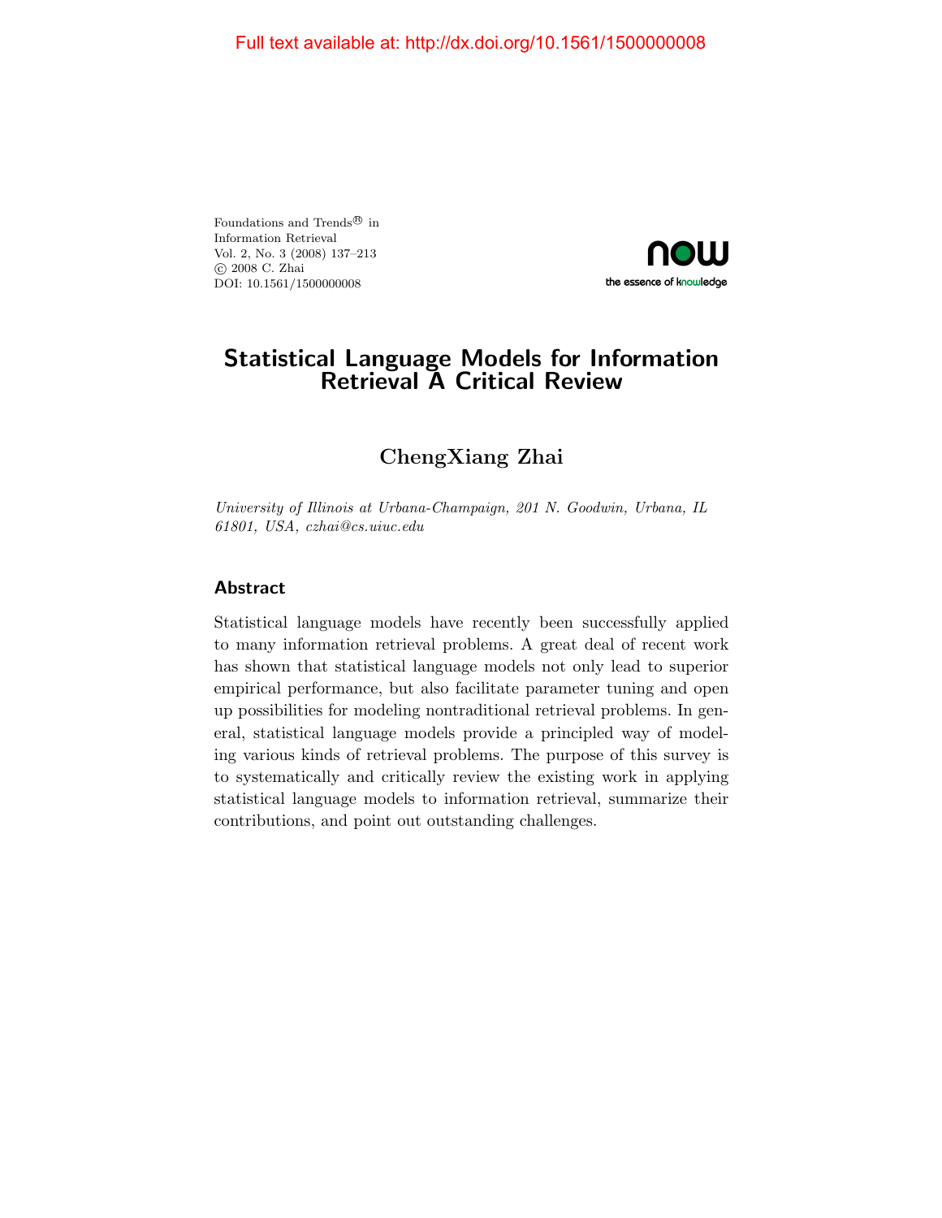Full text available at: http://dx.doi.org/10.1561/1500000008

Foundations and Trends® in
Information Retrieval
Vol. 2, No. 3 (2008) 137–213
© 2008 C. Zhai
DOI: 10.1561/1500000008

# Statistical Language Models for Information Retrieval A Critical Review

**ChengXiang Zhai**

*University of Illinois at Urbana-Champaign, 201 N. Goodwin, Urbana, IL 61801, USA, czhai@cs.uiuc.edu*

## Abstract

Statistical language models have recently been successfully applied to many information retrieval problems. A great deal of recent work has shown that statistical language models not only lead to superior empirical performance, but also facilitate parameter tuning and open up possibilities for modeling nontraditional retrieval problems. In general, statistical language models provide a principled way of modeling various kinds of retrieval problems. The purpose of this survey is to systematically and critically review the existing work in applying statistical language models to information retrieval, summarize their contributions, and point out outstanding challenges.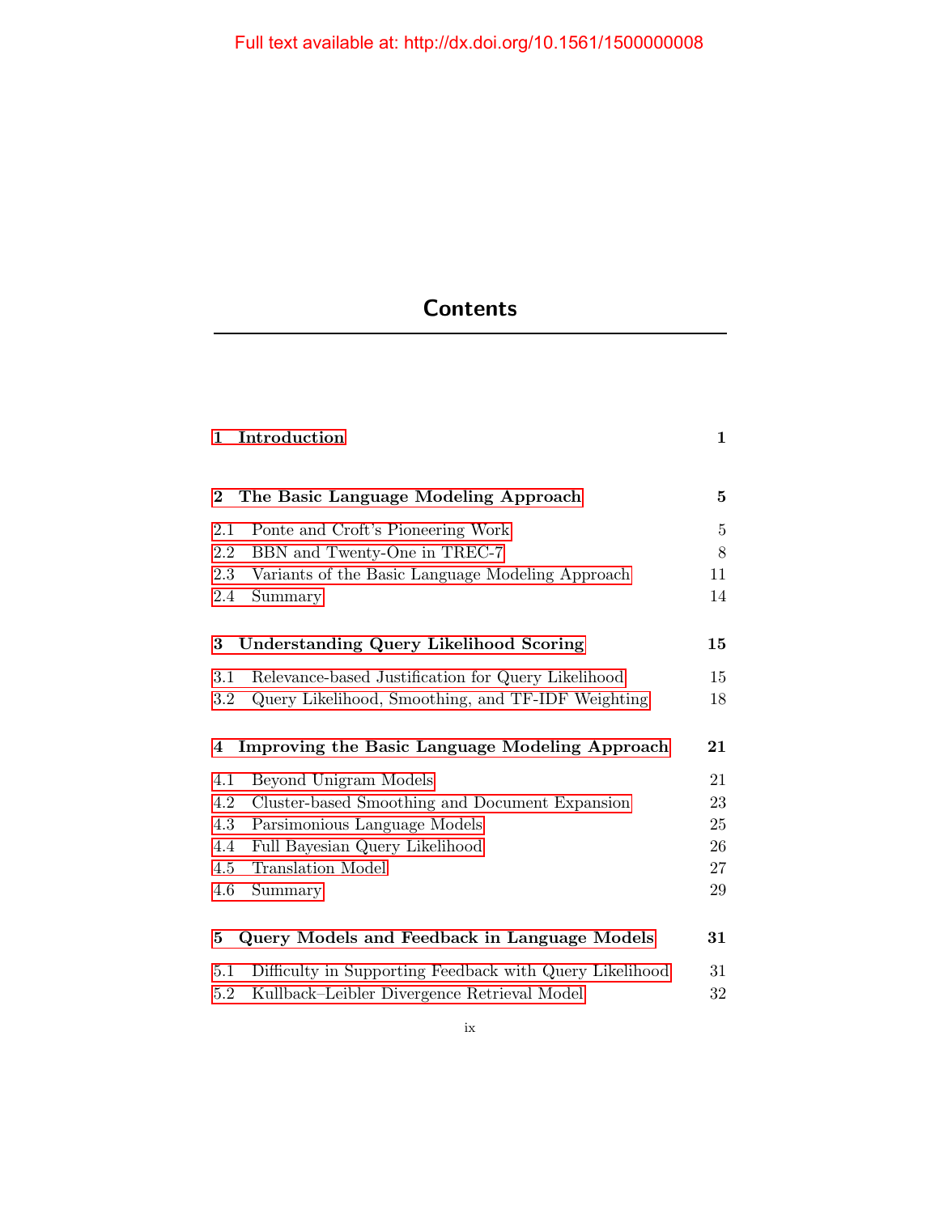Full text available at: http://dx.doi.org/10.1561/1500000008

# Contents

| | |
|---|---|
| **1 Introduction** | **1** |
| **2 The Basic Language Modeling Approach** | **5** |
| 2.1 Ponte and Croft's Pioneering Work | 5 |
| 2.2 BBN and Twenty-One in TREC-7 | 8 |
| 2.3 Variants of the Basic Language Modeling Approach | 11 |
| 2.4 Summary | 14 |
| **3 Understanding Query Likelihood Scoring** | **15** |
| 3.1 Relevance-based Justification for Query Likelihood | 15 |
| 3.2 Query Likelihood, Smoothing, and TF-IDF Weighting | 18 |
| **4 Improving the Basic Language Modeling Approach** | **21** |
| 4.1 Beyond Unigram Models | 21 |
| 4.2 Cluster-based Smoothing and Document Expansion | 23 |
| 4.3 Parsimonious Language Models | 25 |
| 4.4 Full Bayesian Query Likelihood | 26 |
| 4.5 Translation Model | 27 |
| 4.6 Summary | 29 |
| **5 Query Models and Feedback in Language Models** | **31** |
| 5.1 Difficulty in Supporting Feedback with Query Likelihood | 31 |
| 5.2 Kullback–Leibler Divergence Retrieval Model | 32 |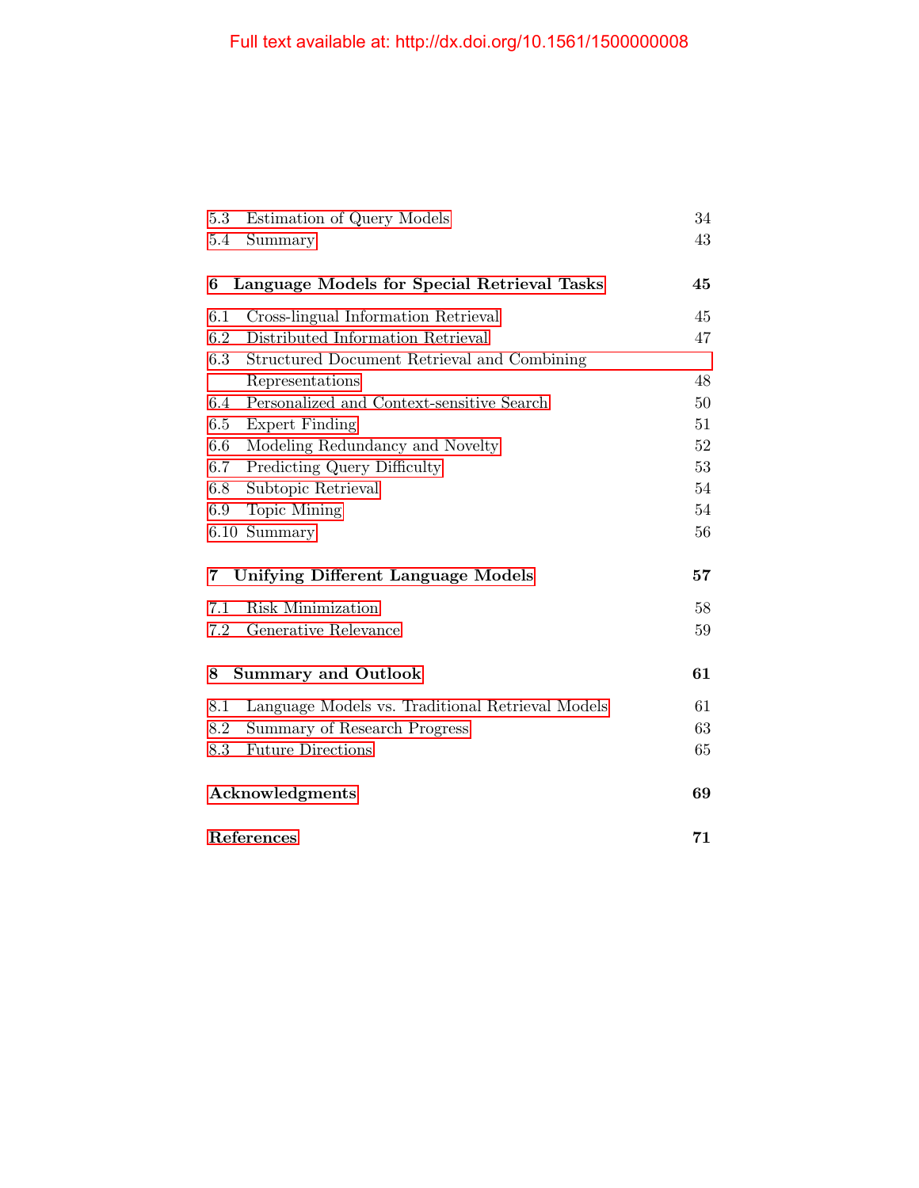| | | |
|---|---|---|
| 5.3 | Estimation of Query Models | 34 |
| 5.4 | Summary | 43 |
| **6** | **Language Models for Special Retrieval Tasks** | **45** |
| 6.1 | Cross-lingual Information Retrieval | 45 |
| 6.2 | Distributed Information Retrieval | 47 |
| 6.3 | Structured Document Retrieval and Combining Representations | 48 |
| 6.4 | Personalized and Context-sensitive Search | 50 |
| 6.5 | Expert Finding | 51 |
| 6.6 | Modeling Redundancy and Novelty | 52 |
| 6.7 | Predicting Query Difficulty | 53 |
| 6.8 | Subtopic Retrieval | 54 |
| 6.9 | Topic Mining | 54 |
| 6.10 | Summary | 56 |
| **7** | **Unifying Different Language Models** | **57** |
| 7.1 | Risk Minimization | 58 |
| 7.2 | Generative Relevance | 59 |
| **8** | **Summary and Outlook** | **61** |
| 8.1 | Language Models vs. Traditional Retrieval Models | 61 |
| 8.2 | Summary of Research Progress | 63 |
| 8.3 | Future Directions | 65 |
| | **Acknowledgments** | **69** |
| | **References** | **71** |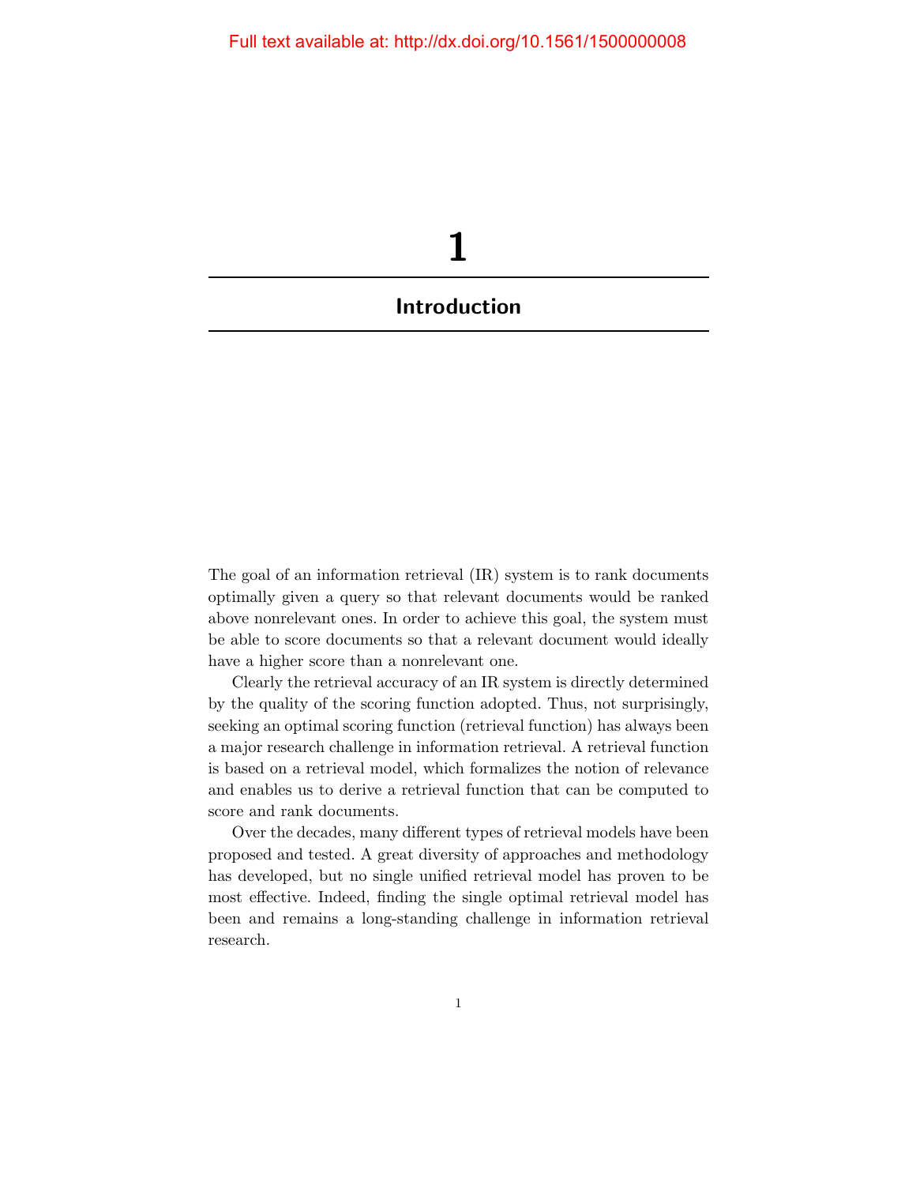# 1

## Introduction

The goal of an information retrieval (IR) system is to rank documents optimally given a query so that relevant documents would be ranked above nonrelevant ones. In order to achieve this goal, the system must be able to score documents so that a relevant document would ideally have a higher score than a nonrelevant one.

Clearly the retrieval accuracy of an IR system is directly determined by the quality of the scoring function adopted. Thus, not surprisingly, seeking an optimal scoring function (retrieval function) has always been a major research challenge in information retrieval. A retrieval function is based on a retrieval model, which formalizes the notion of relevance and enables us to derive a retrieval function that can be computed to score and rank documents.

Over the decades, many different types of retrieval models have been proposed and tested. A great diversity of approaches and methodology has developed, but no single unified retrieval model has proven to be most effective. Indeed, finding the single optimal retrieval model has been and remains a long-standing challenge in information retrieval research.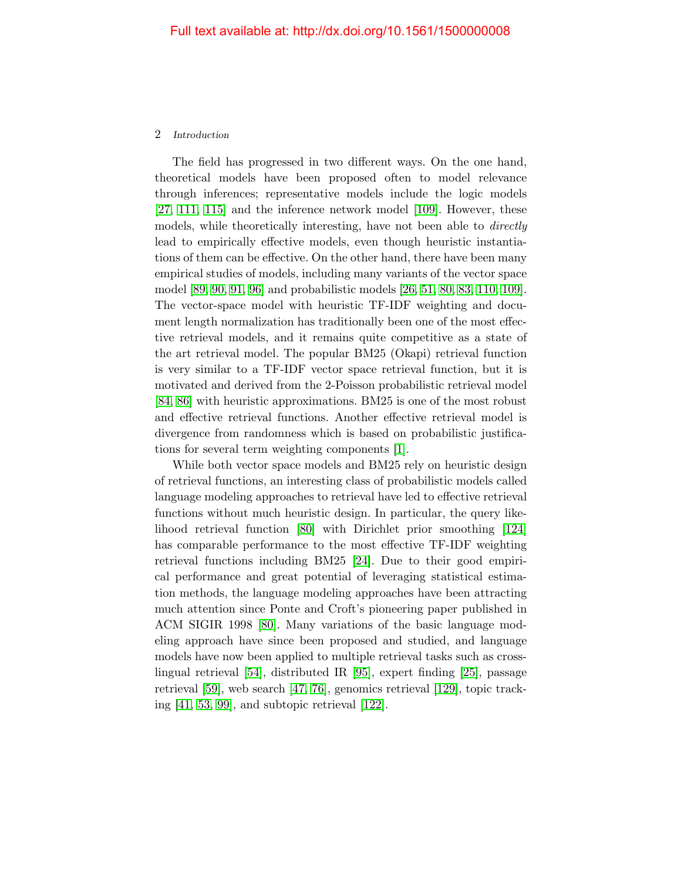The field has progressed in two different ways. On the one hand, theoretical models have been proposed often to model relevance through inferences; representative models include the logic models [27, 111, 115] and the inference network model [109]. However, these models, while theoretically interesting, have not been able to *directly* lead to empirically effective models, even though heuristic instantiations of them can be effective. On the other hand, there have been many empirical studies of models, including many variants of the vector space model [89, 90, 91, 96] and probabilistic models [26, 51, 80, 83, 110, 109]. The vector-space model with heuristic TF-IDF weighting and document length normalization has traditionally been one of the most effective retrieval models, and it remains quite competitive as a state of the art retrieval model. The popular BM25 (Okapi) retrieval function is very similar to a TF-IDF vector space retrieval function, but it is motivated and derived from the 2-Poisson probabilistic retrieval model [84, 86] with heuristic approximations. BM25 is one of the most robust and effective retrieval functions. Another effective retrieval model is divergence from randomness which is based on probabilistic justifications for several term weighting components [1].

While both vector space models and BM25 rely on heuristic design of retrieval functions, an interesting class of probabilistic models called language modeling approaches to retrieval have led to effective retrieval functions without much heuristic design. In particular, the query likelihood retrieval function [80] with Dirichlet prior smoothing [124] has comparable performance to the most effective TF-IDF weighting retrieval functions including BM25 [24]. Due to their good empirical performance and great potential of leveraging statistical estimation methods, the language modeling approaches have been attracting much attention since Ponte and Croft's pioneering paper published in ACM SIGIR 1998 [80]. Many variations of the basic language modeling approach have since been proposed and studied, and language models have now been applied to multiple retrieval tasks such as cross-lingual retrieval [54], distributed IR [95], expert finding [25], passage retrieval [59], web search [47, 76], genomics retrieval [129], topic tracking [41, 53, 99], and subtopic retrieval [122].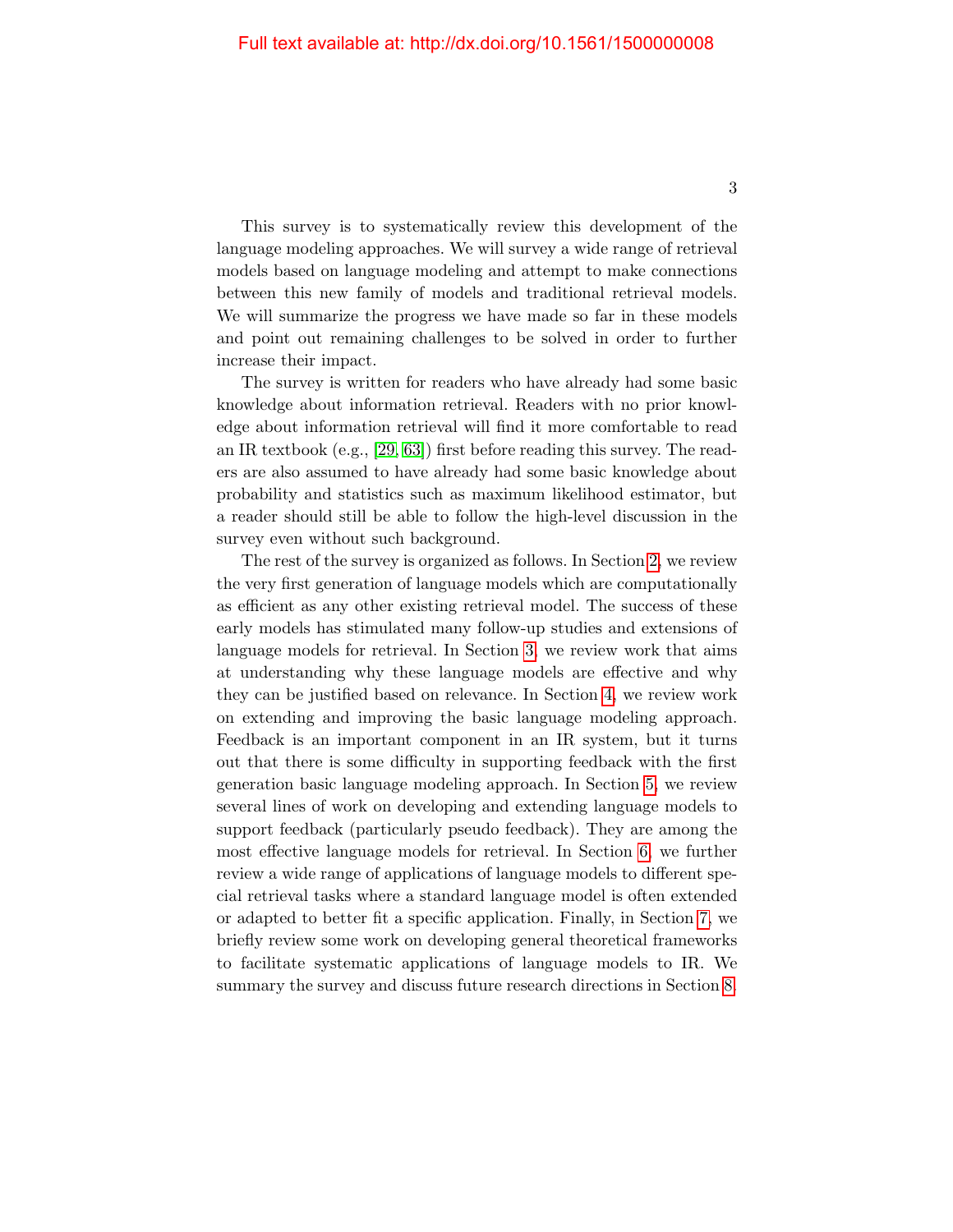This survey is to systematically review this development of the language modeling approaches. We will survey a wide range of retrieval models based on language modeling and attempt to make connections between this new family of models and traditional retrieval models. We will summarize the progress we have made so far in these models and point out remaining challenges to be solved in order to further increase their impact.

The survey is written for readers who have already had some basic knowledge about information retrieval. Readers with no prior knowledge about information retrieval will find it more comfortable to read an IR textbook (e.g., [29, 63]) first before reading this survey. The readers are also assumed to have already had some basic knowledge about probability and statistics such as maximum likelihood estimator, but a reader should still be able to follow the high-level discussion in the survey even without such background.

The rest of the survey is organized as follows. In Section 2, we review the very first generation of language models which are computationally as efficient as any other existing retrieval model. The success of these early models has stimulated many follow-up studies and extensions of language models for retrieval. In Section 3, we review work that aims at understanding why these language models are effective and why they can be justified based on relevance. In Section 4, we review work on extending and improving the basic language modeling approach. Feedback is an important component in an IR system, but it turns out that there is some difficulty in supporting feedback with the first generation basic language modeling approach. In Section 5, we review several lines of work on developing and extending language models to support feedback (particularly pseudo feedback). They are among the most effective language models for retrieval. In Section 6, we further review a wide range of applications of language models to different special retrieval tasks where a standard language model is often extended or adapted to better fit a specific application. Finally, in Section 7, we briefly review some work on developing general theoretical frameworks to facilitate systematic applications of language models to IR. We summary the survey and discuss future research directions in Section 8.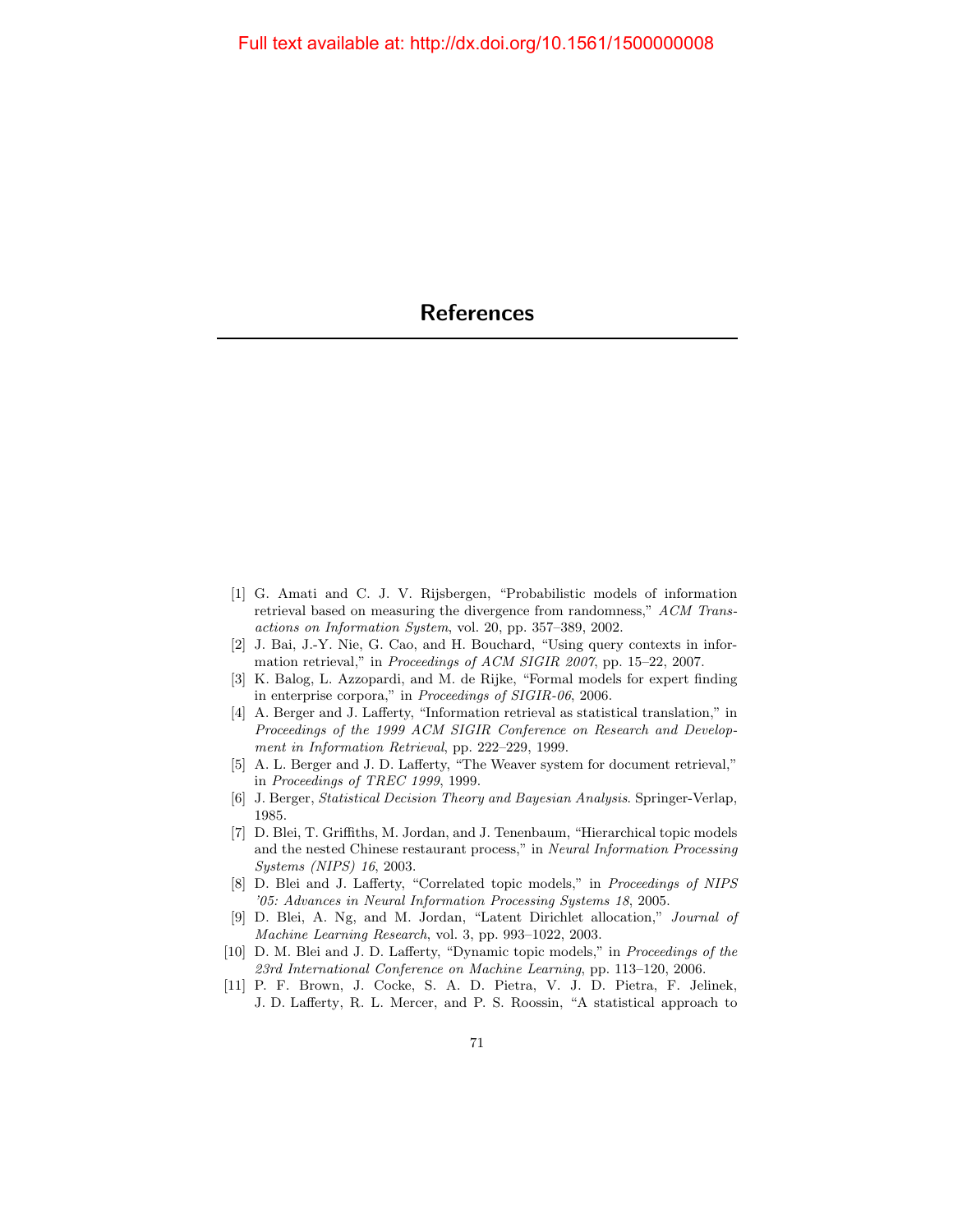# References

[1] G. Amati and C. J. V. Rijsbergen, "Probabilistic models of information retrieval based on measuring the divergence from randomness," *ACM Transactions on Information System*, vol. 20, pp. 357–389, 2002.

[2] J. Bai, J.-Y. Nie, G. Cao, and H. Bouchard, "Using query contexts in information retrieval," in *Proceedings of ACM SIGIR 2007*, pp. 15–22, 2007.

[3] K. Balog, L. Azzopardi, and M. de Rijke, "Formal models for expert finding in enterprise corpora," in *Proceedings of SIGIR-06*, 2006.

[4] A. Berger and J. Lafferty, "Information retrieval as statistical translation," in *Proceedings of the 1999 ACM SIGIR Conference on Research and Development in Information Retrieval*, pp. 222–229, 1999.

[5] A. L. Berger and J. D. Lafferty, "The Weaver system for document retrieval," in *Proceedings of TREC 1999*, 1999.

[6] J. Berger, *Statistical Decision Theory and Bayesian Analysis*. Springer-Verlap, 1985.

[7] D. Blei, T. Griffiths, M. Jordan, and J. Tenenbaum, "Hierarchical topic models and the nested Chinese restaurant process," in *Neural Information Processing Systems (NIPS) 16*, 2003.

[8] D. Blei and J. Lafferty, "Correlated topic models," in *Proceedings of NIPS '05: Advances in Neural Information Processing Systems 18*, 2005.

[9] D. Blei, A. Ng, and M. Jordan, "Latent Dirichlet allocation," *Journal of Machine Learning Research*, vol. 3, pp. 993–1022, 2003.

[10] D. M. Blei and J. D. Lafferty, "Dynamic topic models," in *Proceedings of the 23rd International Conference on Machine Learning*, pp. 113–120, 2006.

[11] P. F. Brown, J. Cocke, S. A. D. Pietra, V. J. D. Pietra, F. Jelinek, J. D. Lafferty, R. L. Mercer, and P. S. Roossin, "A statistical approach to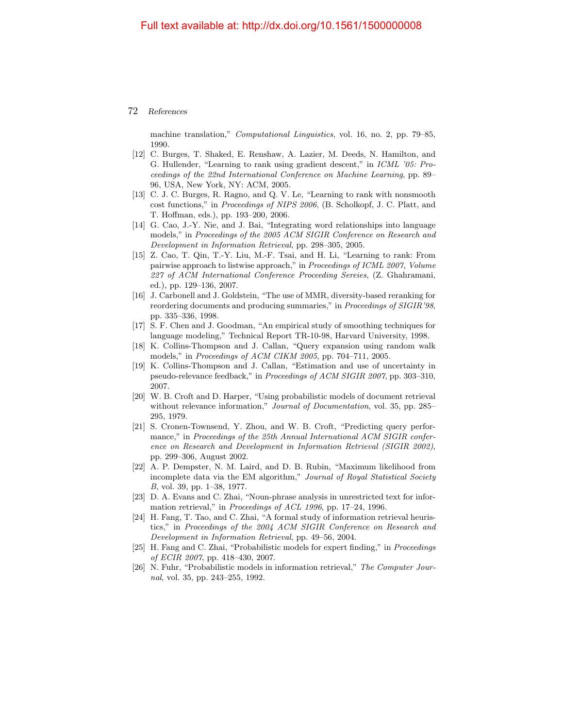machine translation," *Computational Linguistics*, vol. 16, no. 2, pp. 79–85, 1990.

[12] C. Burges, T. Shaked, E. Renshaw, A. Lazier, M. Deeds, N. Hamilton, and G. Hullender, "Learning to rank using gradient descent," in *ICML '05: Proceedings of the 22nd International Conference on Machine Learning*, pp. 89–96, USA, New York, NY: ACM, 2005.

[13] C. J. C. Burges, R. Ragno, and Q. V. Le, "Learning to rank with nonsmooth cost functions," in *Proceedings of NIPS 2006*, (B. Scholkopf, J. C. Platt, and T. Hoffman, eds.), pp. 193–200, 2006.

[14] G. Cao, J.-Y. Nie, and J. Bai, "Integrating word relationships into language models," in *Proceedings of the 2005 ACM SIGIR Conference on Research and Development in Information Retrieval*, pp. 298–305, 2005.

[15] Z. Cao, T. Qin, T.-Y. Liu, M.-F. Tsai, and H. Li, "Learning to rank: From pairwise approach to listwise approach," in *Proceedings of ICML 2007, Volume 227 of ACM International Conference Proceeding Sereies*, (Z. Ghahramani, ed.), pp. 129–136, 2007.

[16] J. Carbonell and J. Goldstein, "The use of MMR, diversity-based reranking for reordering documents and producing summaries," in *Proceedings of SIGIR'98*, pp. 335–336, 1998.

[17] S. F. Chen and J. Goodman, "An empirical study of smoothing techniques for language modeling," Technical Report TR-10-98, Harvard University, 1998.

[18] K. Collins-Thompson and J. Callan, "Query expansion using random walk models," in *Proceedings of ACM CIKM 2005*, pp. 704–711, 2005.

[19] K. Collins-Thompson and J. Callan, "Estimation and use of uncertainty in pseudo-relevance feedback," in *Proceedings of ACM SIGIR 2007*, pp. 303–310, 2007.

[20] W. B. Croft and D. Harper, "Using probabilistic models of document retrieval without relevance information," *Journal of Documentation*, vol. 35, pp. 285–295, 1979.

[21] S. Cronen-Townsend, Y. Zhou, and W. B. Croft, "Predicting query performance," in *Proceedings of the 25th Annual International ACM SIGIR conference on Research and Development in Information Retrieval (SIGIR 2002)*, pp. 299–306, August 2002.

[22] A. P. Dempster, N. M. Laird, and D. B. Rubin, "Maximum likelihood from incomplete data via the EM algorithm," *Journal of Royal Statistical Society B*, vol. 39, pp. 1–38, 1977.

[23] D. A. Evans and C. Zhai, "Noun-phrase analysis in unrestricted text for information retrieval," in *Proceedings of ACL 1996*, pp. 17–24, 1996.

[24] H. Fang, T. Tao, and C. Zhai, "A formal study of information retrieval heuristics," in *Proceedings of the 2004 ACM SIGIR Conference on Research and Development in Information Retrieval*, pp. 49–56, 2004.

[25] H. Fang and C. Zhai, "Probabilistic models for expert finding," in *Proceedings of ECIR 2007*, pp. 418–430, 2007.

[26] N. Fuhr, "Probabilistic models in information retrieval," *The Computer Journal*, vol. 35, pp. 243–255, 1992.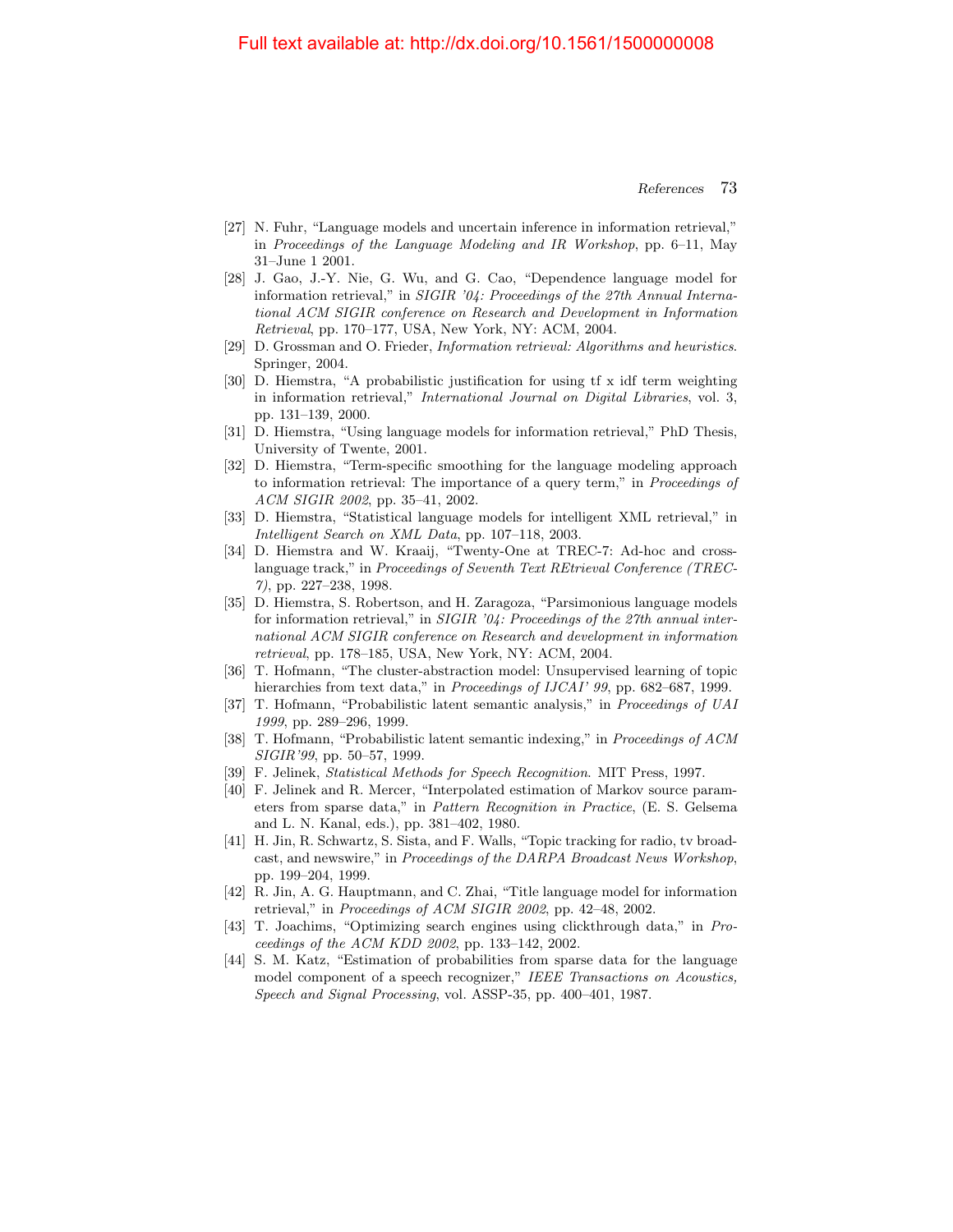[27] N. Fuhr, "Language models and uncertain inference in information retrieval," in *Proceedings of the Language Modeling and IR Workshop*, pp. 6–11, May 31–June 1 2001.

[28] J. Gao, J.-Y. Nie, G. Wu, and G. Cao, "Dependence language model for information retrieval," in *SIGIR '04: Proceedings of the 27th Annual International ACM SIGIR conference on Research and Development in Information Retrieval*, pp. 170–177, USA, New York, NY: ACM, 2004.

[29] D. Grossman and O. Frieder, *Information retrieval: Algorithms and heuristics*. Springer, 2004.

[30] D. Hiemstra, "A probabilistic justification for using tf x idf term weighting in information retrieval," *International Journal on Digital Libraries*, vol. 3, pp. 131–139, 2000.

[31] D. Hiemstra, "Using language models for information retrieval," PhD Thesis, University of Twente, 2001.

[32] D. Hiemstra, "Term-specific smoothing for the language modeling approach to information retrieval: The importance of a query term," in *Proceedings of ACM SIGIR 2002*, pp. 35–41, 2002.

[33] D. Hiemstra, "Statistical language models for intelligent XML retrieval," in *Intelligent Search on XML Data*, pp. 107–118, 2003.

[34] D. Hiemstra and W. Kraaij, "Twenty-One at TREC-7: Ad-hoc and cross-language track," in *Proceedings of Seventh Text REtrieval Conference (TREC-7)*, pp. 227–238, 1998.

[35] D. Hiemstra, S. Robertson, and H. Zaragoza, "Parsimonious language models for information retrieval," in *SIGIR '04: Proceedings of the 27th annual international ACM SIGIR conference on Research and development in information retrieval*, pp. 178–185, USA, New York, NY: ACM, 2004.

[36] T. Hofmann, "The cluster-abstraction model: Unsupervised learning of topic hierarchies from text data," in *Proceedings of IJCAI' 99*, pp. 682–687, 1999.

[37] T. Hofmann, "Probabilistic latent semantic analysis," in *Proceedings of UAI 1999*, pp. 289–296, 1999.

[38] T. Hofmann, "Probabilistic latent semantic indexing," in *Proceedings of ACM SIGIR'99*, pp. 50–57, 1999.

[39] F. Jelinek, *Statistical Methods for Speech Recognition*. MIT Press, 1997.

[40] F. Jelinek and R. Mercer, "Interpolated estimation of Markov source parameters from sparse data," in *Pattern Recognition in Practice*, (E. S. Gelsema and L. N. Kanal, eds.), pp. 381–402, 1980.

[41] H. Jin, R. Schwartz, S. Sista, and F. Walls, "Topic tracking for radio, tv broadcast, and newswire," in *Proceedings of the DARPA Broadcast News Workshop*, pp. 199–204, 1999.

[42] R. Jin, A. G. Hauptmann, and C. Zhai, "Title language model for information retrieval," in *Proceedings of ACM SIGIR 2002*, pp. 42–48, 2002.

[43] T. Joachims, "Optimizing search engines using clickthrough data," in *Proceedings of the ACM KDD 2002*, pp. 133–142, 2002.

[44] S. M. Katz, "Estimation of probabilities from sparse data for the language model component of a speech recognizer," *IEEE Transactions on Acoustics, Speech and Signal Processing*, vol. ASSP-35, pp. 400–401, 1987.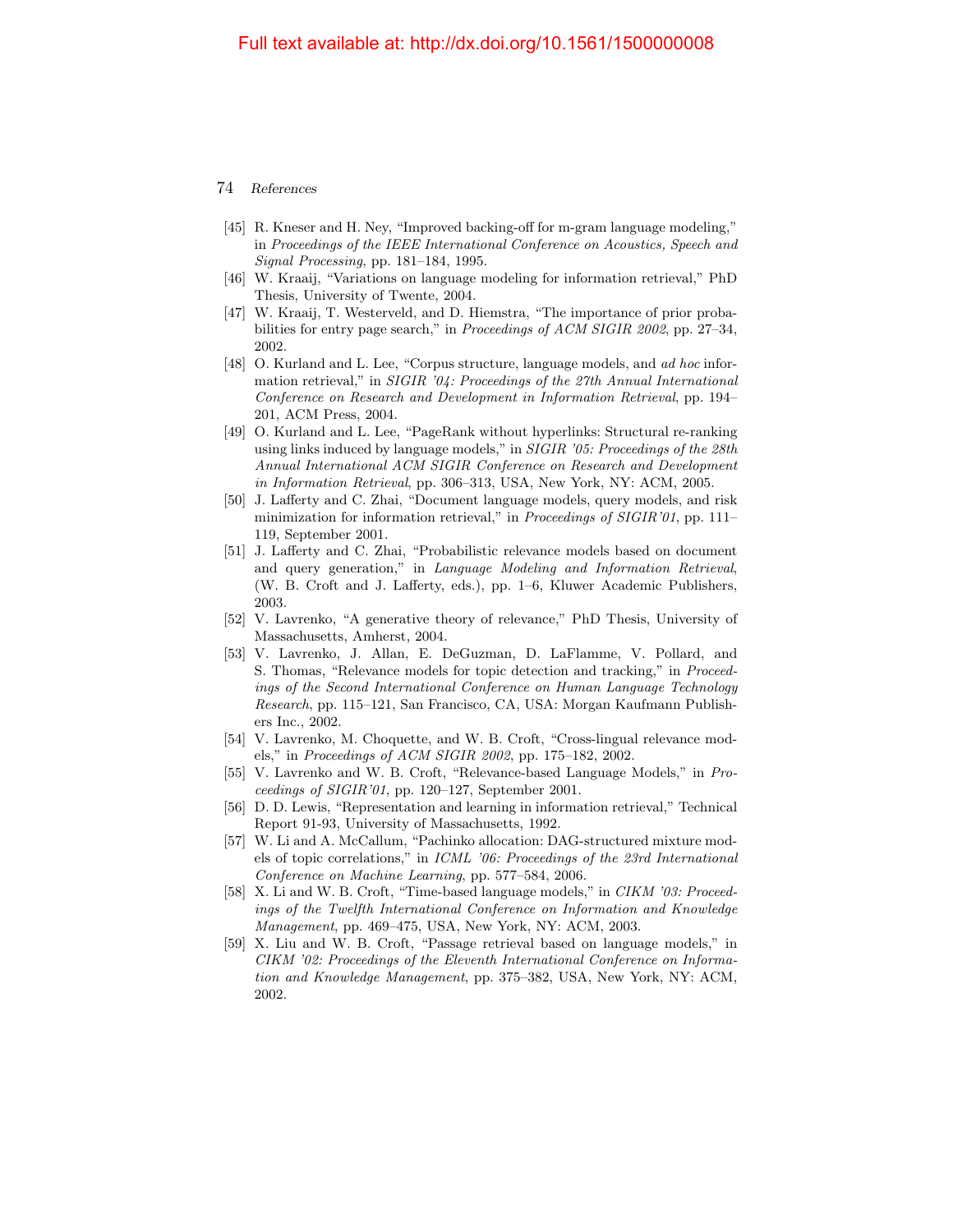[45] R. Kneser and H. Ney, "Improved backing-off for m-gram language modeling," in *Proceedings of the IEEE International Conference on Acoustics, Speech and Signal Processing*, pp. 181–184, 1995.

[46] W. Kraaij, "Variations on language modeling for information retrieval," PhD Thesis, University of Twente, 2004.

[47] W. Kraaij, T. Westerveld, and D. Hiemstra, "The importance of prior probabilities for entry page search," in *Proceedings of ACM SIGIR 2002*, pp. 27–34, 2002.

[48] O. Kurland and L. Lee, "Corpus structure, language models, and *ad hoc* information retrieval," in *SIGIR '04: Proceedings of the 27th Annual International Conference on Research and Development in Information Retrieval*, pp. 194–201, ACM Press, 2004.

[49] O. Kurland and L. Lee, "PageRank without hyperlinks: Structural re-ranking using links induced by language models," in *SIGIR '05: Proceedings of the 28th Annual International ACM SIGIR Conference on Research and Development in Information Retrieval*, pp. 306–313, USA, New York, NY: ACM, 2005.

[50] J. Lafferty and C. Zhai, "Document language models, query models, and risk minimization for information retrieval," in *Proceedings of SIGIR'01*, pp. 111–119, September 2001.

[51] J. Lafferty and C. Zhai, "Probabilistic relevance models based on document and query generation," in *Language Modeling and Information Retrieval*, (W. B. Croft and J. Lafferty, eds.), pp. 1–6, Kluwer Academic Publishers, 2003.

[52] V. Lavrenko, "A generative theory of relevance," PhD Thesis, University of Massachusetts, Amherst, 2004.

[53] V. Lavrenko, J. Allan, E. DeGuzman, D. LaFlamme, V. Pollard, and S. Thomas, "Relevance models for topic detection and tracking," in *Proceedings of the Second International Conference on Human Language Technology Research*, pp. 115–121, San Francisco, CA, USA: Morgan Kaufmann Publishers Inc., 2002.

[54] V. Lavrenko, M. Choquette, and W. B. Croft, "Cross-lingual relevance models," in *Proceedings of ACM SIGIR 2002*, pp. 175–182, 2002.

[55] V. Lavrenko and W. B. Croft, "Relevance-based Language Models," in *Proceedings of SIGIR'01*, pp. 120–127, September 2001.

[56] D. D. Lewis, "Representation and learning in information retrieval," Technical Report 91-93, University of Massachusetts, 1992.

[57] W. Li and A. McCallum, "Pachinko allocation: DAG-structured mixture models of topic correlations," in *ICML '06: Proceedings of the 23rd International Conference on Machine Learning*, pp. 577–584, 2006.

[58] X. Li and W. B. Croft, "Time-based language models," in *CIKM '03: Proceedings of the Twelfth International Conference on Information and Knowledge Management*, pp. 469–475, USA, New York, NY: ACM, 2003.

[59] X. Liu and W. B. Croft, "Passage retrieval based on language models," in *CIKM '02: Proceedings of the Eleventh International Conference on Information and Knowledge Management*, pp. 375–382, USA, New York, NY: ACM, 2002.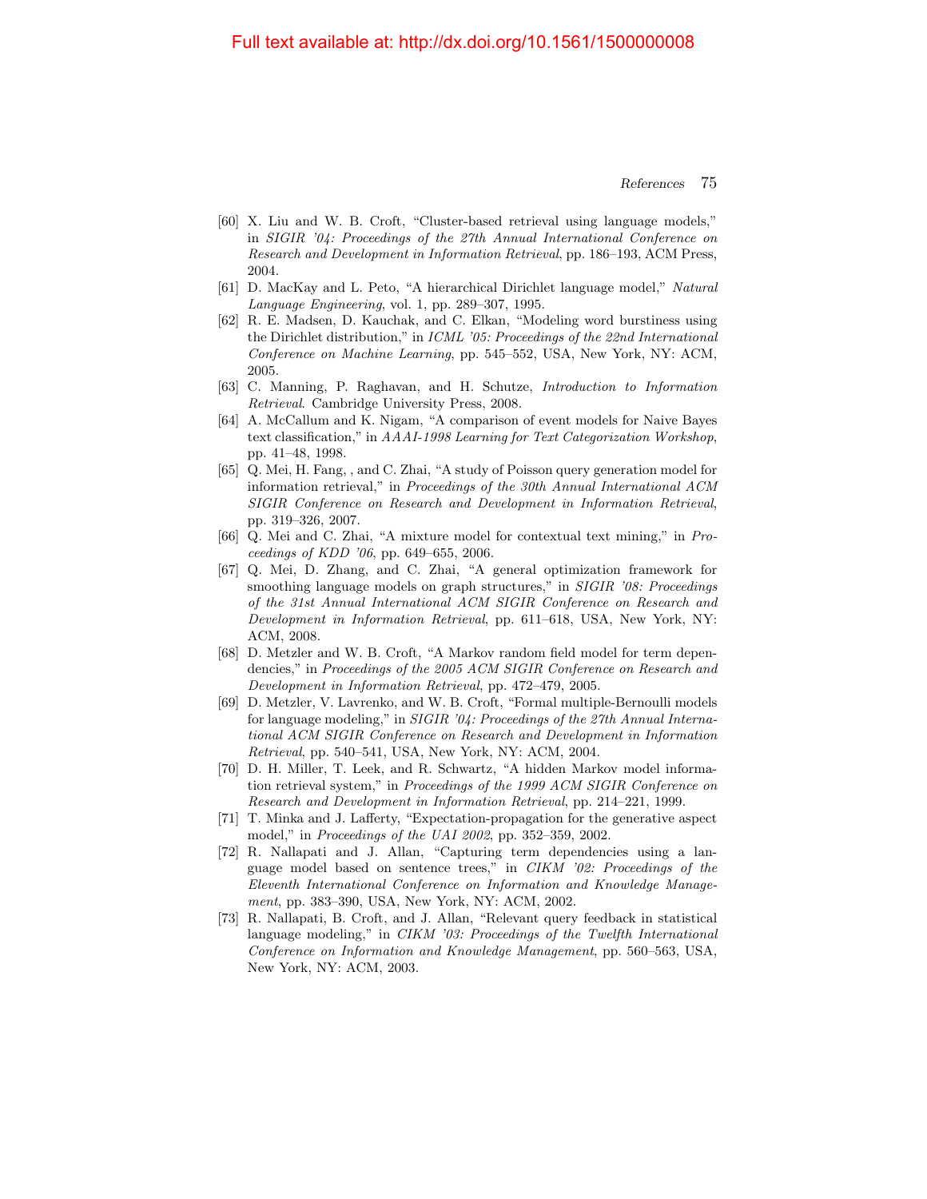[60] X. Liu and W. B. Croft, "Cluster-based retrieval using language models," in *SIGIR '04: Proceedings of the 27th Annual International Conference on Research and Development in Information Retrieval*, pp. 186–193, ACM Press, 2004.

[61] D. MacKay and L. Peto, "A hierarchical Dirichlet language model," *Natural Language Engineering*, vol. 1, pp. 289–307, 1995.

[62] R. E. Madsen, D. Kauchak, and C. Elkan, "Modeling word burstiness using the Dirichlet distribution," in *ICML '05: Proceedings of the 22nd International Conference on Machine Learning*, pp. 545–552, USA, New York, NY: ACM, 2005.

[63] C. Manning, P. Raghavan, and H. Schutze, *Introduction to Information Retrieval*. Cambridge University Press, 2008.

[64] A. McCallum and K. Nigam, "A comparison of event models for Naive Bayes text classification," in *AAAI-1998 Learning for Text Categorization Workshop*, pp. 41–48, 1998.

[65] Q. Mei, H. Fang, , and C. Zhai, "A study of Poisson query generation model for information retrieval," in *Proceedings of the 30th Annual International ACM SIGIR Conference on Research and Development in Information Retrieval*, pp. 319–326, 2007.

[66] Q. Mei and C. Zhai, "A mixture model for contextual text mining," in *Proceedings of KDD '06*, pp. 649–655, 2006.

[67] Q. Mei, D. Zhang, and C. Zhai, "A general optimization framework for smoothing language models on graph structures," in *SIGIR '08: Proceedings of the 31st Annual International ACM SIGIR Conference on Research and Development in Information Retrieval*, pp. 611–618, USA, New York, NY: ACM, 2008.

[68] D. Metzler and W. B. Croft, "A Markov random field model for term dependencies," in *Proceedings of the 2005 ACM SIGIR Conference on Research and Development in Information Retrieval*, pp. 472–479, 2005.

[69] D. Metzler, V. Lavrenko, and W. B. Croft, "Formal multiple-Bernoulli models for language modeling," in *SIGIR '04: Proceedings of the 27th Annual International ACM SIGIR Conference on Research and Development in Information Retrieval*, pp. 540–541, USA, New York, NY: ACM, 2004.

[70] D. H. Miller, T. Leek, and R. Schwartz, "A hidden Markov model information retrieval system," in *Proceedings of the 1999 ACM SIGIR Conference on Research and Development in Information Retrieval*, pp. 214–221, 1999.

[71] T. Minka and J. Lafferty, "Expectation-propagation for the generative aspect model," in *Proceedings of the UAI 2002*, pp. 352–359, 2002.

[72] R. Nallapati and J. Allan, "Capturing term dependencies using a language model based on sentence trees," in *CIKM '02: Proceedings of the Eleventh International Conference on Information and Knowledge Management*, pp. 383–390, USA, New York, NY: ACM, 2002.

[73] R. Nallapati, B. Croft, and J. Allan, "Relevant query feedback in statistical language modeling," in *CIKM '03: Proceedings of the Twelfth International Conference on Information and Knowledge Management*, pp. 560–563, USA, New York, NY: ACM, 2003.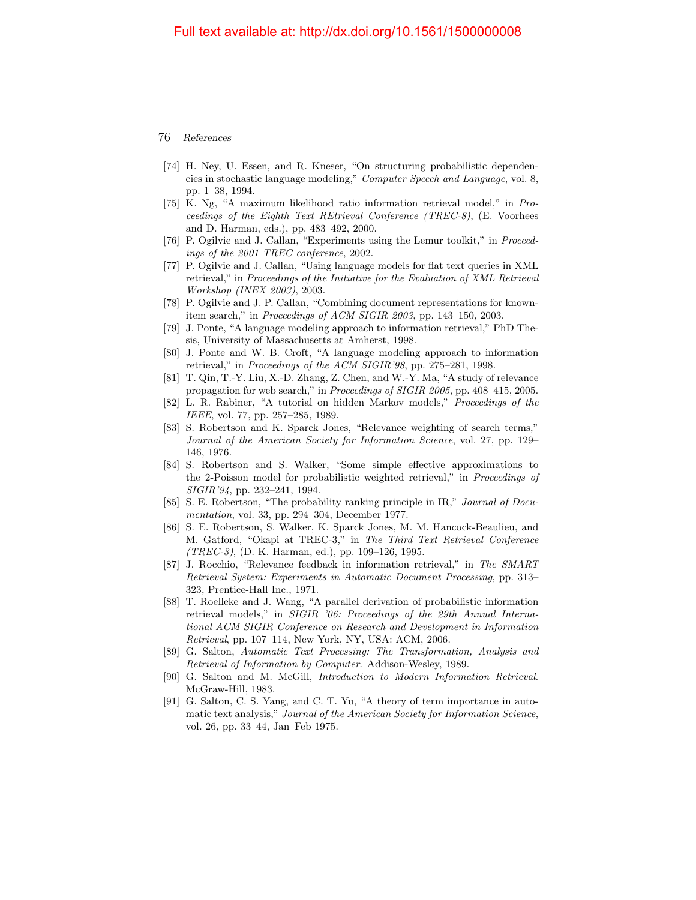[74] H. Ney, U. Essen, and R. Kneser, "On structuring probabilistic dependencies in stochastic language modeling," *Computer Speech and Language*, vol. 8, pp. 1–38, 1994.

[75] K. Ng, "A maximum likelihood ratio information retrieval model," in *Proceedings of the Eighth Text REtrieval Conference (TREC-8)*, (E. Voorhees and D. Harman, eds.), pp. 483–492, 2000.

[76] P. Ogilvie and J. Callan, "Experiments using the Lemur toolkit," in *Proceedings of the 2001 TREC conference*, 2002.

[77] P. Ogilvie and J. Callan, "Using language models for flat text queries in XML retrieval," in *Proceedings of the Initiative for the Evaluation of XML Retrieval Workshop (INEX 2003)*, 2003.

[78] P. Ogilvie and J. P. Callan, "Combining document representations for known-item search," in *Proceedings of ACM SIGIR 2003*, pp. 143–150, 2003.

[79] J. Ponte, "A language modeling approach to information retrieval," PhD Thesis, University of Massachusetts at Amherst, 1998.

[80] J. Ponte and W. B. Croft, "A language modeling approach to information retrieval," in *Proceedings of the ACM SIGIR'98*, pp. 275–281, 1998.

[81] T. Qin, T.-Y. Liu, X.-D. Zhang, Z. Chen, and W.-Y. Ma, "A study of relevance propagation for web search," in *Proceedings of SIGIR 2005*, pp. 408–415, 2005.

[82] L. R. Rabiner, "A tutorial on hidden Markov models," *Proceedings of the IEEE*, vol. 77, pp. 257–285, 1989.

[83] S. Robertson and K. Sparck Jones, "Relevance weighting of search terms," *Journal of the American Society for Information Science*, vol. 27, pp. 129–146, 1976.

[84] S. Robertson and S. Walker, "Some simple effective approximations to the 2-Poisson model for probabilistic weighted retrieval," in *Proceedings of SIGIR'94*, pp. 232–241, 1994.

[85] S. E. Robertson, "The probability ranking principle in IR," *Journal of Documentation*, vol. 33, pp. 294–304, December 1977.

[86] S. E. Robertson, S. Walker, K. Sparck Jones, M. M. Hancock-Beaulieu, and M. Gatford, "Okapi at TREC-3," in *The Third Text Retrieval Conference (TREC-3)*, (D. K. Harman, ed.), pp. 109–126, 1995.

[87] J. Rocchio, "Relevance feedback in information retrieval," in *The SMART Retrieval System: Experiments in Automatic Document Processing*, pp. 313–323, Prentice-Hall Inc., 1971.

[88] T. Roelleke and J. Wang, "A parallel derivation of probabilistic information retrieval models," in *SIGIR '06: Proceedings of the 29th Annual International ACM SIGIR Conference on Research and Development in Information Retrieval*, pp. 107–114, New York, NY, USA: ACM, 2006.

[89] G. Salton, *Automatic Text Processing: The Transformation, Analysis and Retrieval of Information by Computer*. Addison-Wesley, 1989.

[90] G. Salton and M. McGill, *Introduction to Modern Information Retrieval*. McGraw-Hill, 1983.

[91] G. Salton, C. S. Yang, and C. T. Yu, "A theory of term importance in automatic text analysis," *Journal of the American Society for Information Science*, vol. 26, pp. 33–44, Jan–Feb 1975.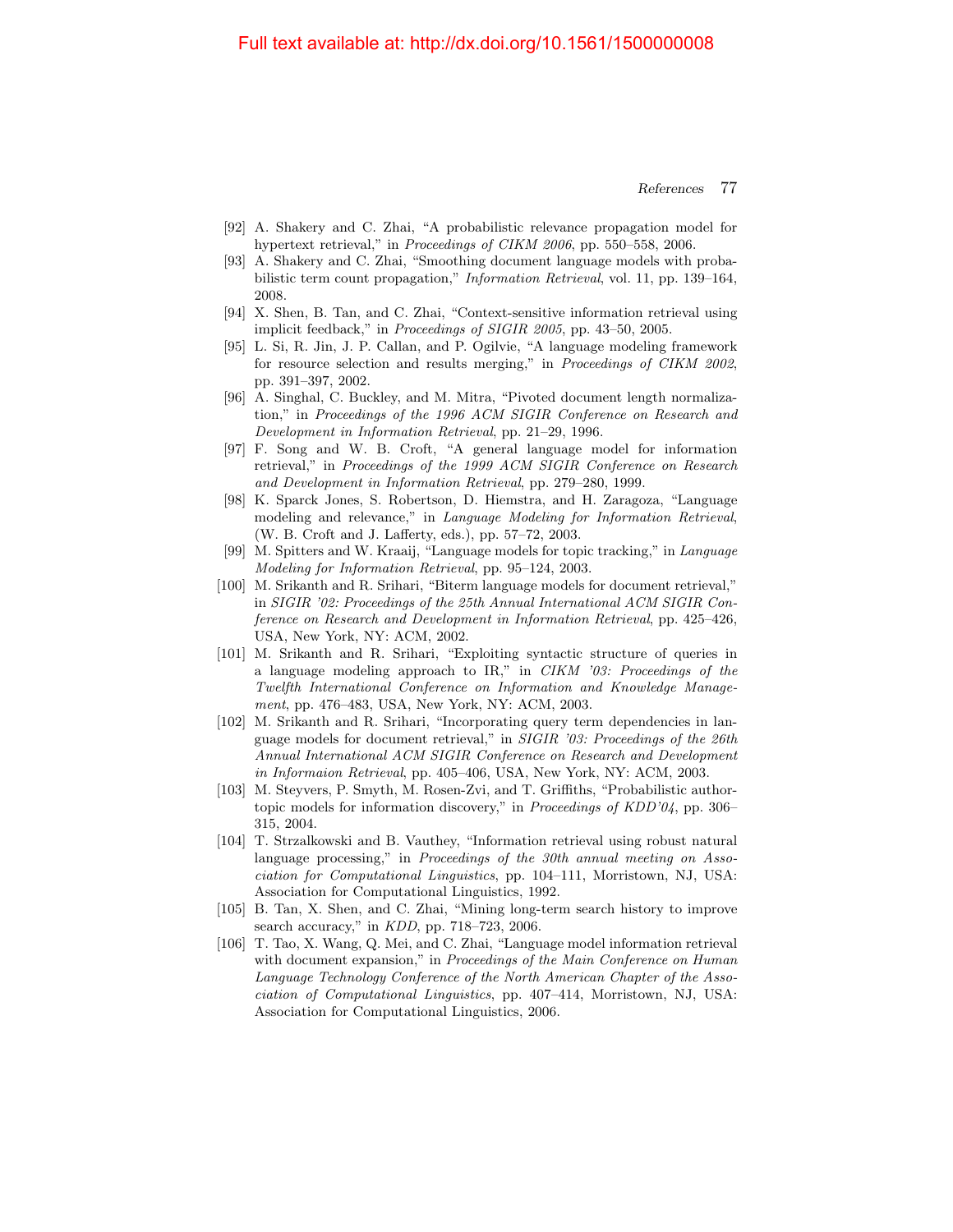[92] A. Shakery and C. Zhai, "A probabilistic relevance propagation model for hypertext retrieval," in *Proceedings of CIKM 2006*, pp. 550–558, 2006.

[93] A. Shakery and C. Zhai, "Smoothing document language models with probabilistic term count propagation," *Information Retrieval*, vol. 11, pp. 139–164, 2008.

[94] X. Shen, B. Tan, and C. Zhai, "Context-sensitive information retrieval using implicit feedback," in *Proceedings of SIGIR 2005*, pp. 43–50, 2005.

[95] L. Si, R. Jin, J. P. Callan, and P. Ogilvie, "A language modeling framework for resource selection and results merging," in *Proceedings of CIKM 2002*, pp. 391–397, 2002.

[96] A. Singhal, C. Buckley, and M. Mitra, "Pivoted document length normalization," in *Proceedings of the 1996 ACM SIGIR Conference on Research and Development in Information Retrieval*, pp. 21–29, 1996.

[97] F. Song and W. B. Croft, "A general language model for information retrieval," in *Proceedings of the 1999 ACM SIGIR Conference on Research and Development in Information Retrieval*, pp. 279–280, 1999.

[98] K. Sparck Jones, S. Robertson, D. Hiemstra, and H. Zaragoza, "Language modeling and relevance," in *Language Modeling for Information Retrieval*, (W. B. Croft and J. Lafferty, eds.), pp. 57–72, 2003.

[99] M. Spitters and W. Kraaij, "Language models for topic tracking," in *Language Modeling for Information Retrieval*, pp. 95–124, 2003.

[100] M. Srikanth and R. Srihari, "Biterm language models for document retrieval," in *SIGIR '02: Proceedings of the 25th Annual International ACM SIGIR Conference on Research and Development in Information Retrieval*, pp. 425–426, USA, New York, NY: ACM, 2002.

[101] M. Srikanth and R. Srihari, "Exploiting syntactic structure of queries in a language modeling approach to IR," in *CIKM '03: Proceedings of the Twelfth International Conference on Information and Knowledge Management*, pp. 476–483, USA, New York, NY: ACM, 2003.

[102] M. Srikanth and R. Srihari, "Incorporating query term dependencies in language models for document retrieval," in *SIGIR '03: Proceedings of the 26th Annual International ACM SIGIR Conference on Research and Development in Informaion Retrieval*, pp. 405–406, USA, New York, NY: ACM, 2003.

[103] M. Steyvers, P. Smyth, M. Rosen-Zvi, and T. Griffiths, "Probabilistic author-topic models for information discovery," in *Proceedings of KDD'04*, pp. 306–315, 2004.

[104] T. Strzalkowski and B. Vauthey, "Information retrieval using robust natural language processing," in *Proceedings of the 30th annual meeting on Association for Computational Linguistics*, pp. 104–111, Morristown, NJ, USA: Association for Computational Linguistics, 1992.

[105] B. Tan, X. Shen, and C. Zhai, "Mining long-term search history to improve search accuracy," in *KDD*, pp. 718–723, 2006.

[106] T. Tao, X. Wang, Q. Mei, and C. Zhai, "Language model information retrieval with document expansion," in *Proceedings of the Main Conference on Human Language Technology Conference of the North American Chapter of the Association of Computational Linguistics*, pp. 407–414, Morristown, NJ, USA: Association for Computational Linguistics, 2006.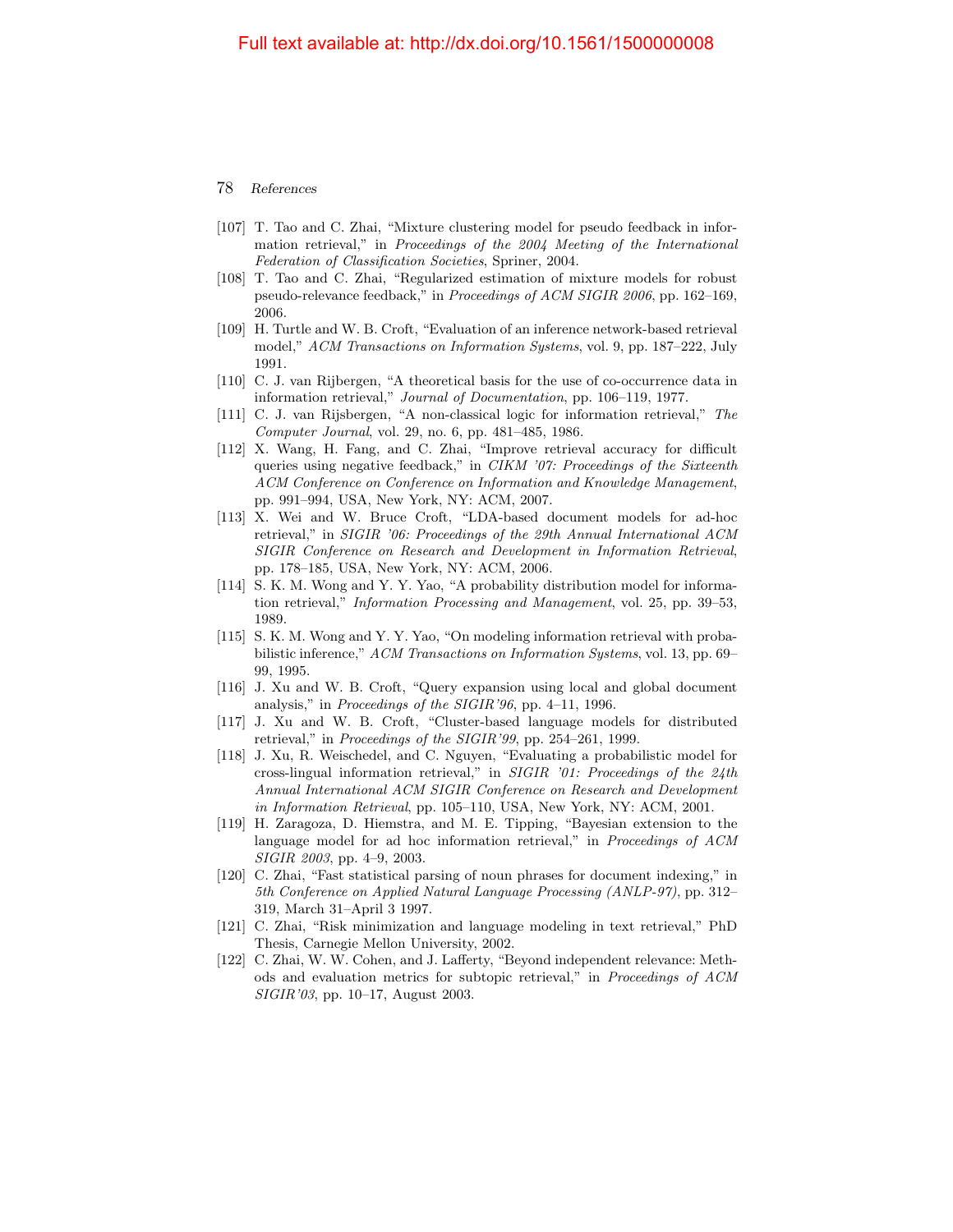[107] T. Tao and C. Zhai, "Mixture clustering model for pseudo feedback in information retrieval," in *Proceedings of the 2004 Meeting of the International Federation of Classification Societies*, Spriner, 2004.

[108] T. Tao and C. Zhai, "Regularized estimation of mixture models for robust pseudo-relevance feedback," in *Proceedings of ACM SIGIR 2006*, pp. 162–169, 2006.

[109] H. Turtle and W. B. Croft, "Evaluation of an inference network-based retrieval model," *ACM Transactions on Information Systems*, vol. 9, pp. 187–222, July 1991.

[110] C. J. van Rijbergen, "A theoretical basis for the use of co-occurrence data in information retrieval," *Journal of Documentation*, pp. 106–119, 1977.

[111] C. J. van Rijsbergen, "A non-classical logic for information retrieval," *The Computer Journal*, vol. 29, no. 6, pp. 481–485, 1986.

[112] X. Wang, H. Fang, and C. Zhai, "Improve retrieval accuracy for difficult queries using negative feedback," in *CIKM '07: Proceedings of the Sixteenth ACM Conference on Conference on Information and Knowledge Management*, pp. 991–994, USA, New York, NY: ACM, 2007.

[113] X. Wei and W. Bruce Croft, "LDA-based document models for ad-hoc retrieval," in *SIGIR '06: Proceedings of the 29th Annual International ACM SIGIR Conference on Research and Development in Information Retrieval*, pp. 178–185, USA, New York, NY: ACM, 2006.

[114] S. K. M. Wong and Y. Y. Yao, "A probability distribution model for information retrieval," *Information Processing and Management*, vol. 25, pp. 39–53, 1989.

[115] S. K. M. Wong and Y. Y. Yao, "On modeling information retrieval with probabilistic inference," *ACM Transactions on Information Systems*, vol. 13, pp. 69–99, 1995.

[116] J. Xu and W. B. Croft, "Query expansion using local and global document analysis," in *Proceedings of the SIGIR'96*, pp. 4–11, 1996.

[117] J. Xu and W. B. Croft, "Cluster-based language models for distributed retrieval," in *Proceedings of the SIGIR'99*, pp. 254–261, 1999.

[118] J. Xu, R. Weischedel, and C. Nguyen, "Evaluating a probabilistic model for cross-lingual information retrieval," in *SIGIR '01: Proceedings of the 24th Annual International ACM SIGIR Conference on Research and Development in Information Retrieval*, pp. 105–110, USA, New York, NY: ACM, 2001.

[119] H. Zaragoza, D. Hiemstra, and M. E. Tipping, "Bayesian extension to the language model for ad hoc information retrieval," in *Proceedings of ACM SIGIR 2003*, pp. 4–9, 2003.

[120] C. Zhai, "Fast statistical parsing of noun phrases for document indexing," in *5th Conference on Applied Natural Language Processing (ANLP-97)*, pp. 312–319, March 31–April 3 1997.

[121] C. Zhai, "Risk minimization and language modeling in text retrieval," PhD Thesis, Carnegie Mellon University, 2002.

[122] C. Zhai, W. W. Cohen, and J. Lafferty, "Beyond independent relevance: Methods and evaluation metrics for subtopic retrieval," in *Proceedings of ACM SIGIR'03*, pp. 10–17, August 2003.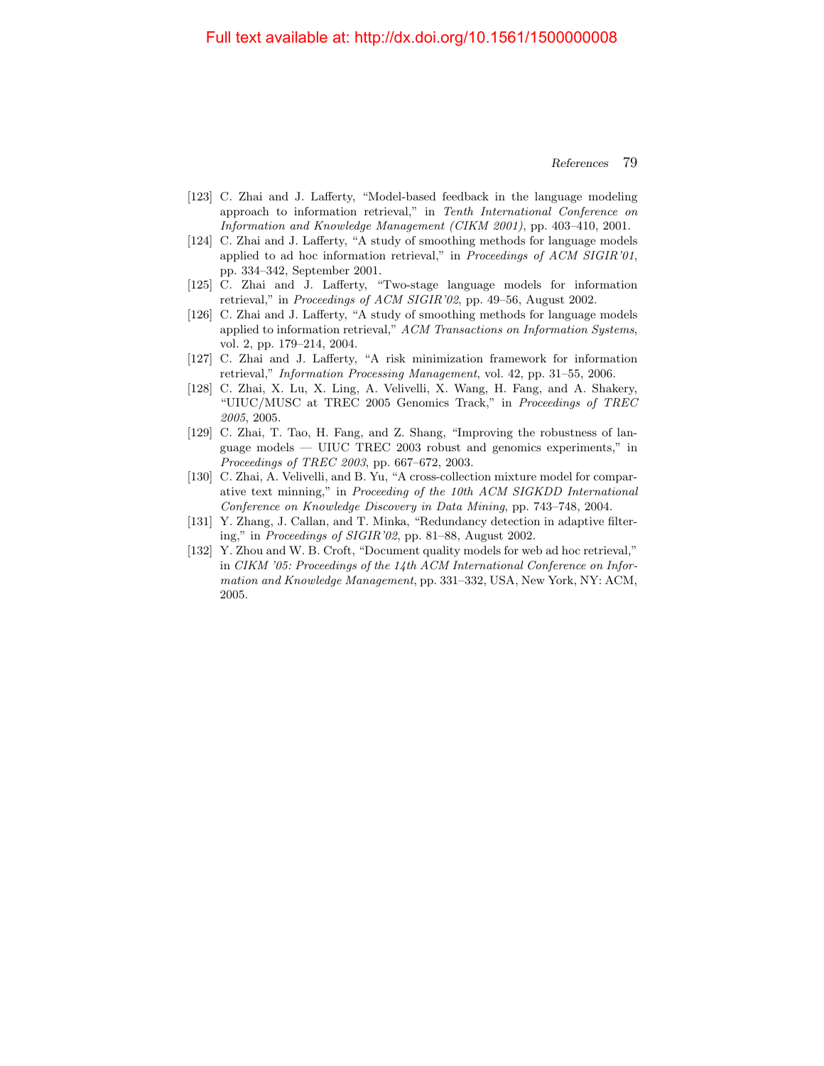[123] C. Zhai and J. Lafferty, "Model-based feedback in the language modeling approach to information retrieval," in *Tenth International Conference on Information and Knowledge Management (CIKM 2001)*, pp. 403–410, 2001.

[124] C. Zhai and J. Lafferty, "A study of smoothing methods for language models applied to ad hoc information retrieval," in *Proceedings of ACM SIGIR'01*, pp. 334–342, September 2001.

[125] C. Zhai and J. Lafferty, "Two-stage language models for information retrieval," in *Proceedings of ACM SIGIR'02*, pp. 49–56, August 2002.

[126] C. Zhai and J. Lafferty, "A study of smoothing methods for language models applied to information retrieval," *ACM Transactions on Information Systems*, vol. 2, pp. 179–214, 2004.

[127] C. Zhai and J. Lafferty, "A risk minimization framework for information retrieval," *Information Processing Management*, vol. 42, pp. 31–55, 2006.

[128] C. Zhai, X. Lu, X. Ling, A. Velivelli, X. Wang, H. Fang, and A. Shakery, "UIUC/MUSC at TREC 2005 Genomics Track," in *Proceedings of TREC 2005*, 2005.

[129] C. Zhai, T. Tao, H. Fang, and Z. Shang, "Improving the robustness of language models — UIUC TREC 2003 robust and genomics experiments," in *Proceedings of TREC 2003*, pp. 667–672, 2003.

[130] C. Zhai, A. Velivelli, and B. Yu, "A cross-collection mixture model for comparative text minning," in *Proceeding of the 10th ACM SIGKDD International Conference on Knowledge Discovery in Data Mining*, pp. 743–748, 2004.

[131] Y. Zhang, J. Callan, and T. Minka, "Redundancy detection in adaptive filtering," in *Proceedings of SIGIR'02*, pp. 81–88, August 2002.

[132] Y. Zhou and W. B. Croft, "Document quality models for web ad hoc retrieval," in *CIKM '05: Proceedings of the 14th ACM International Conference on Information and Knowledge Management*, pp. 331–332, USA, New York, NY: ACM, 2005.